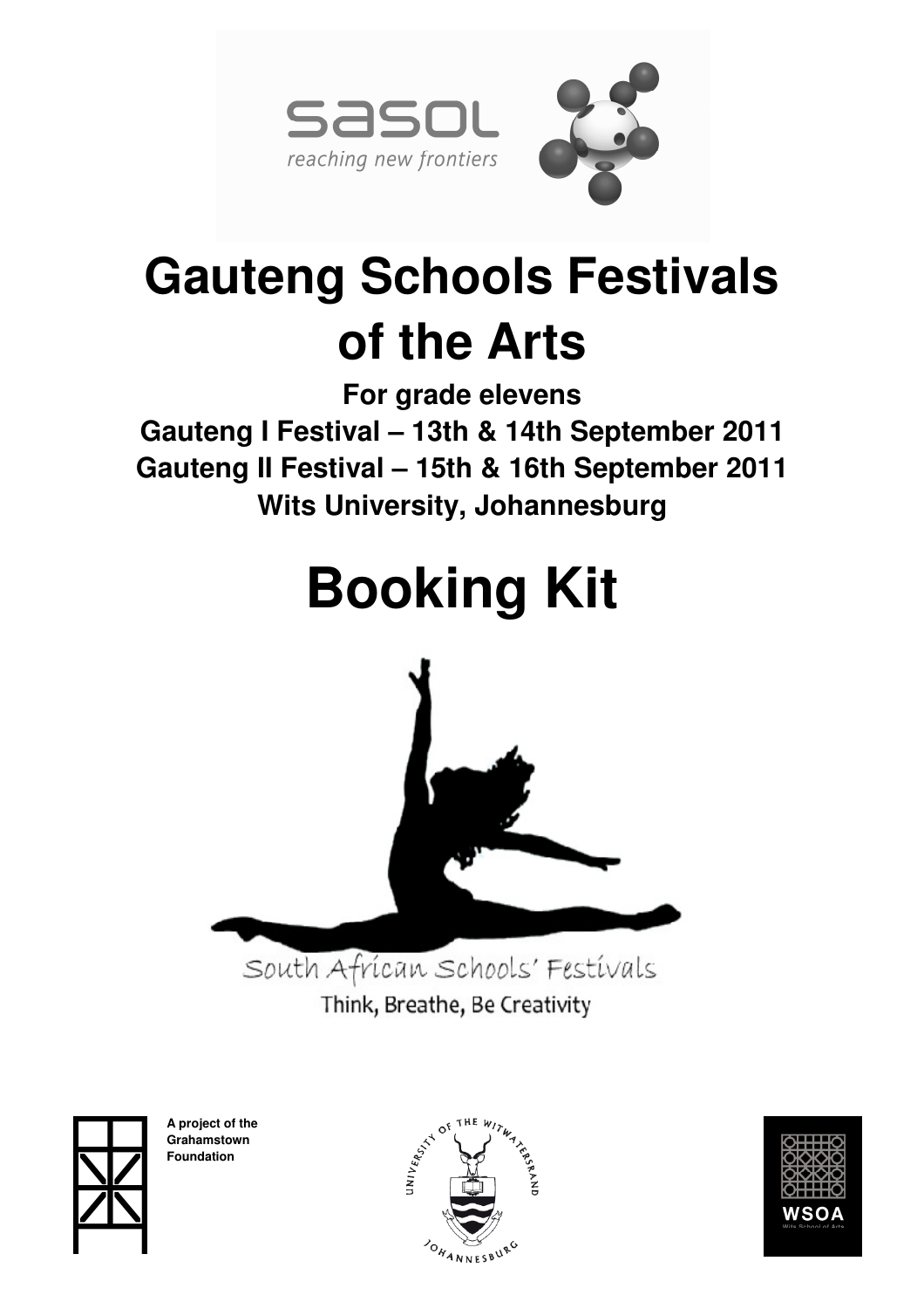sasol
reaching new frontiers

# Gauteng Schools Festivals of the Arts

**For grade elevens**

**Gauteng I Festival – 13th & 14th September 2011**

**Gauteng II Festival – 15th & 16th September 2011**

**Wits University, Johannesburg**

# Booking Kit

South African Schools' Festivals

Think, Breathe, Be Creativity

**A project of the Grahamstown Foundation**

UNIVERSITY OF THE WITWATERSRAND JOHANNESBURG

WSOA
Wits School of Arts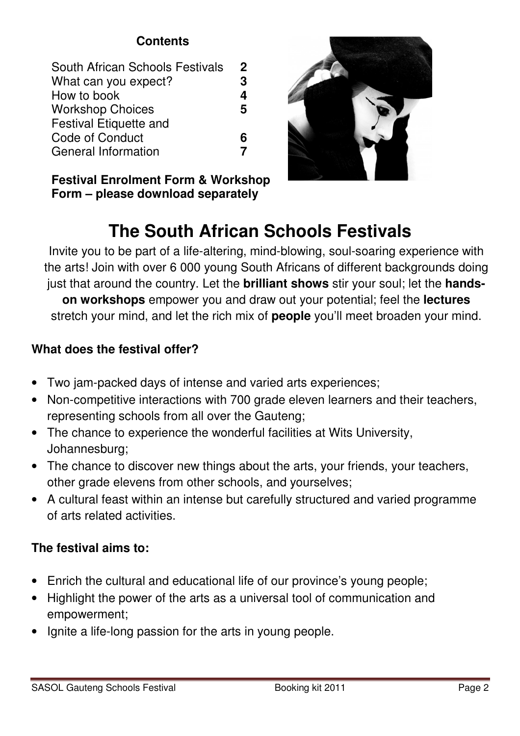**Contents**

| | |
|---|---|
| South African Schools Festivals | **2** |
| What can you expect? | **3** |
| How to book | **4** |
| Workshop Choices | **5** |
| Festival Etiquette and Code of Conduct | **6** |
| General Information | **7** |

**Festival Enrolment Form & Workshop Form – please download separately**

# The South African Schools Festivals

Invite you to be part of a life-altering, mind-blowing, soul-soaring experience with the arts! Join with over 6 000 young South Africans of different backgrounds doing just that around the country. Let the **brilliant shows** stir your soul; let the **hands-on workshops** empower you and draw out your potential; feel the **lectures** stretch your mind, and let the rich mix of **people** you'll meet broaden your mind.

**What does the festival offer?**

- Two jam-packed days of intense and varied arts experiences;
- Non-competitive interactions with 700 grade eleven learners and their teachers, representing schools from all over the Gauteng;
- The chance to experience the wonderful facilities at Wits University, Johannesburg;
- The chance to discover new things about the arts, your friends, your teachers, other grade elevens from other schools, and yourselves;
- A cultural feast within an intense but carefully structured and varied programme of arts related activities.

**The festival aims to:**

- Enrich the cultural and educational life of our province's young people;
- Highlight the power of the arts as a universal tool of communication and empowerment;
- Ignite a life-long passion for the arts in young people.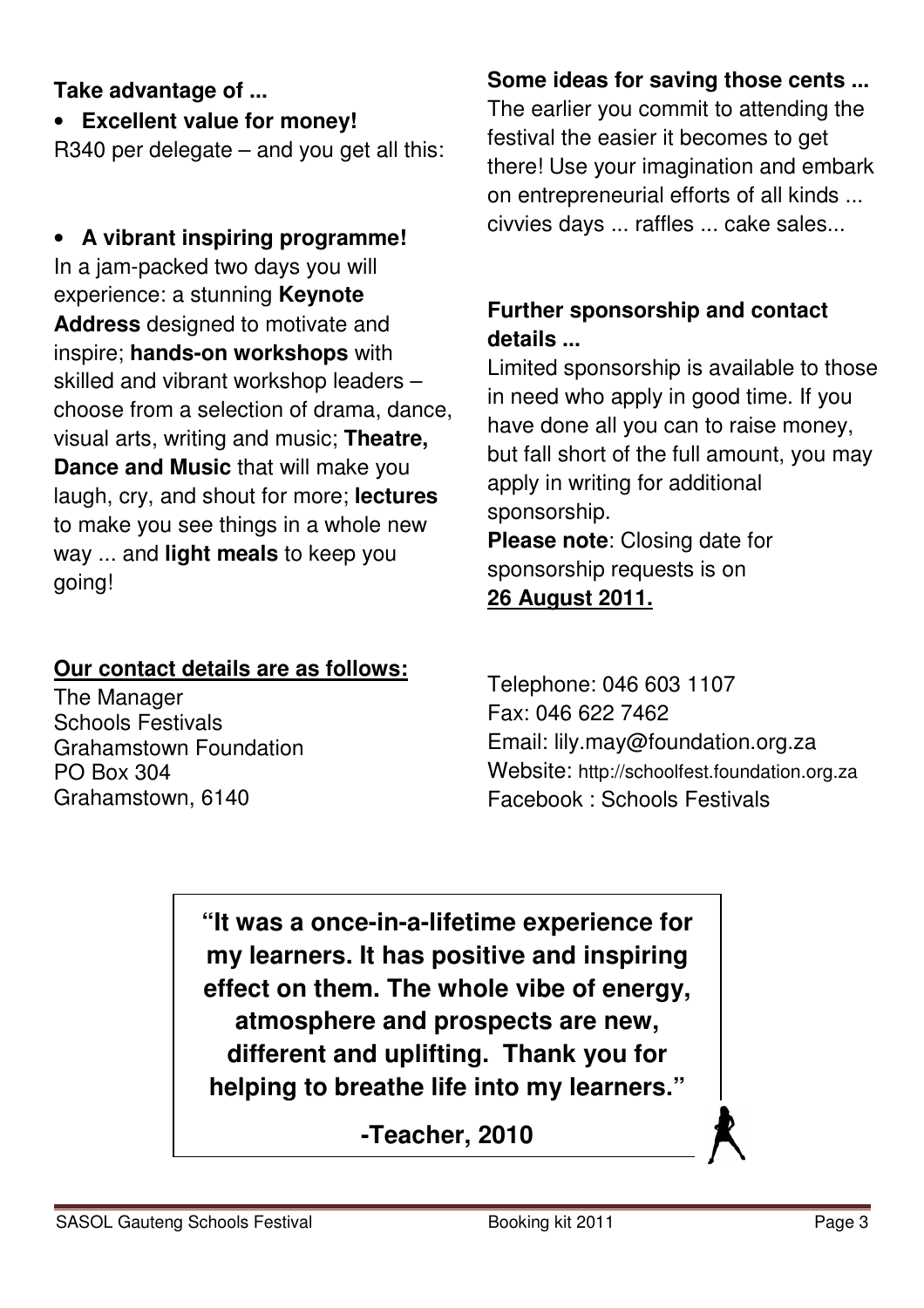**Take advantage of ...**

- **Excellent value for money!**

R340 per delegate – and you get all this:

- **A vibrant inspiring programme!**

In a jam-packed two days you will experience: a stunning **Keynote Address** designed to motivate and inspire; **hands-on workshops** with skilled and vibrant workshop leaders – choose from a selection of drama, dance, visual arts, writing and music; **Theatre, Dance and Music** that will make you laugh, cry, and shout for more; **lectures** to make you see things in a whole new way ... and **light meals** to keep you going!

**Some ideas for saving those cents ...**

The earlier you commit to attending the festival the easier it becomes to get there! Use your imagination and embark on entrepreneurial efforts of all kinds ... civvies days ... raffles ... cake sales...

**Further sponsorship and contact details ...**

Limited sponsorship is available to those in need who apply in good time. If you have done all you can to raise money, but fall short of the full amount, you may apply in writing for additional sponsorship.

**Please note**: Closing date for sponsorship requests is on **26 August 2011.**

**Our contact details are as follows:**

The Manager
Schools Festivals
Grahamstown Foundation
PO Box 304
Grahamstown, 6140

Telephone: 046 603 1107
Fax: 046 622 7462
Email: lily.may@foundation.org.za
Website: http://schoolfest.foundation.org.za
Facebook : Schools Festivals

> **"It was a once-in-a-lifetime experience for my learners. It has positive and inspiring effect on them. The whole vibe of energy, atmosphere and prospects are new, different and uplifting. Thank you for helping to breathe life into my learners."**
>
> **-Teacher, 2010**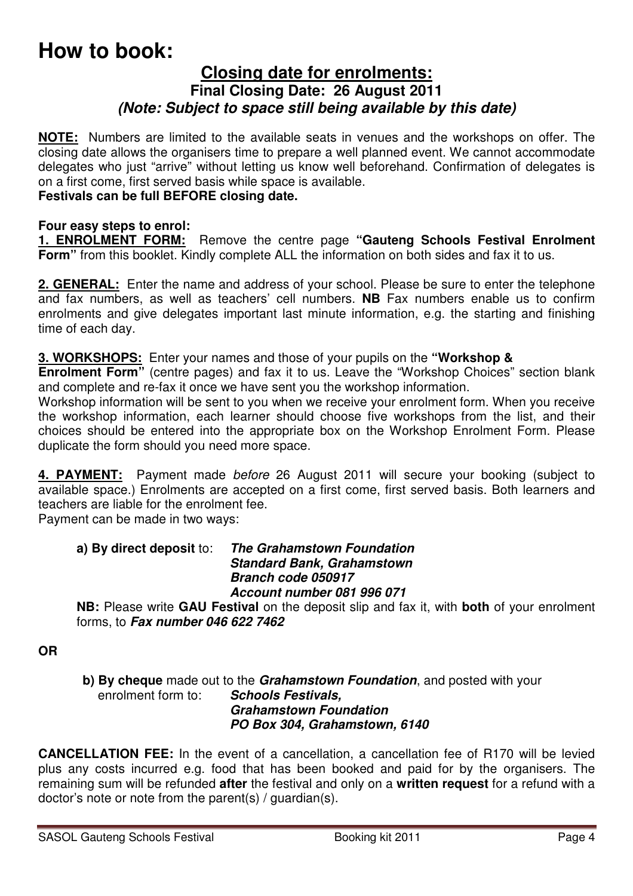# How to book:

## Closing date for enrolments:

### Final Closing Date: 26 August 2011

***(Note: Subject to space still being available by this date)***

**NOTE:** Numbers are limited to the available seats in venues and the workshops on offer. The closing date allows the organisers time to prepare a well planned event. We cannot accommodate delegates who just "arrive" without letting us know well beforehand. Confirmation of delegates is on a first come, first served basis while space is available.

**Festivals can be full BEFORE closing date.**

**Four easy steps to enrol:**

**1. ENROLMENT FORM:** Remove the centre page **"Gauteng Schools Festival Enrolment Form"** from this booklet. Kindly complete ALL the information on both sides and fax it to us.

**2. GENERAL:** Enter the name and address of your school. Please be sure to enter the telephone and fax numbers, as well as teachers' cell numbers. **NB** Fax numbers enable us to confirm enrolments and give delegates important last minute information, e.g. the starting and finishing time of each day.

**3. WORKSHOPS:** Enter your names and those of your pupils on the **"Workshop & Enrolment Form"** (centre pages) and fax it to us. Leave the "Workshop Choices" section blank and complete and re-fax it once we have sent you the workshop information.

Workshop information will be sent to you when we receive your enrolment form. When you receive the workshop information, each learner should choose five workshops from the list, and their choices should be entered into the appropriate box on the Workshop Enrolment Form. Please duplicate the form should you need more space.

**4. PAYMENT:** Payment made *before* 26 August 2011 will secure your booking (subject to available space.) Enrolments are accepted on a first come, first served basis. Both learners and teachers are liable for the enrolment fee.

Payment can be made in two ways:

**a) By direct deposit** to: ***The Grahamstown Foundation***
***Standard Bank, Grahamstown***
***Branch code 050917***
***Account number 081 996 071***

**NB:** Please write **GAU Festival** on the deposit slip and fax it, with **both** of your enrolment forms, to ***Fax number 046 622 7462***

**OR**

**b) By cheque** made out to the ***Grahamstown Foundation***, and posted with your enrolment form to: ***Schools Festivals,***
***Grahamstown Foundation***
***PO Box 304, Grahamstown, 6140***

**CANCELLATION FEE:** In the event of a cancellation, a cancellation fee of R170 will be levied plus any costs incurred e.g. food that has been booked and paid for by the organisers. The remaining sum will be refunded **after** the festival and only on a **written request** for a refund with a doctor's note or note from the parent(s) / guardian(s).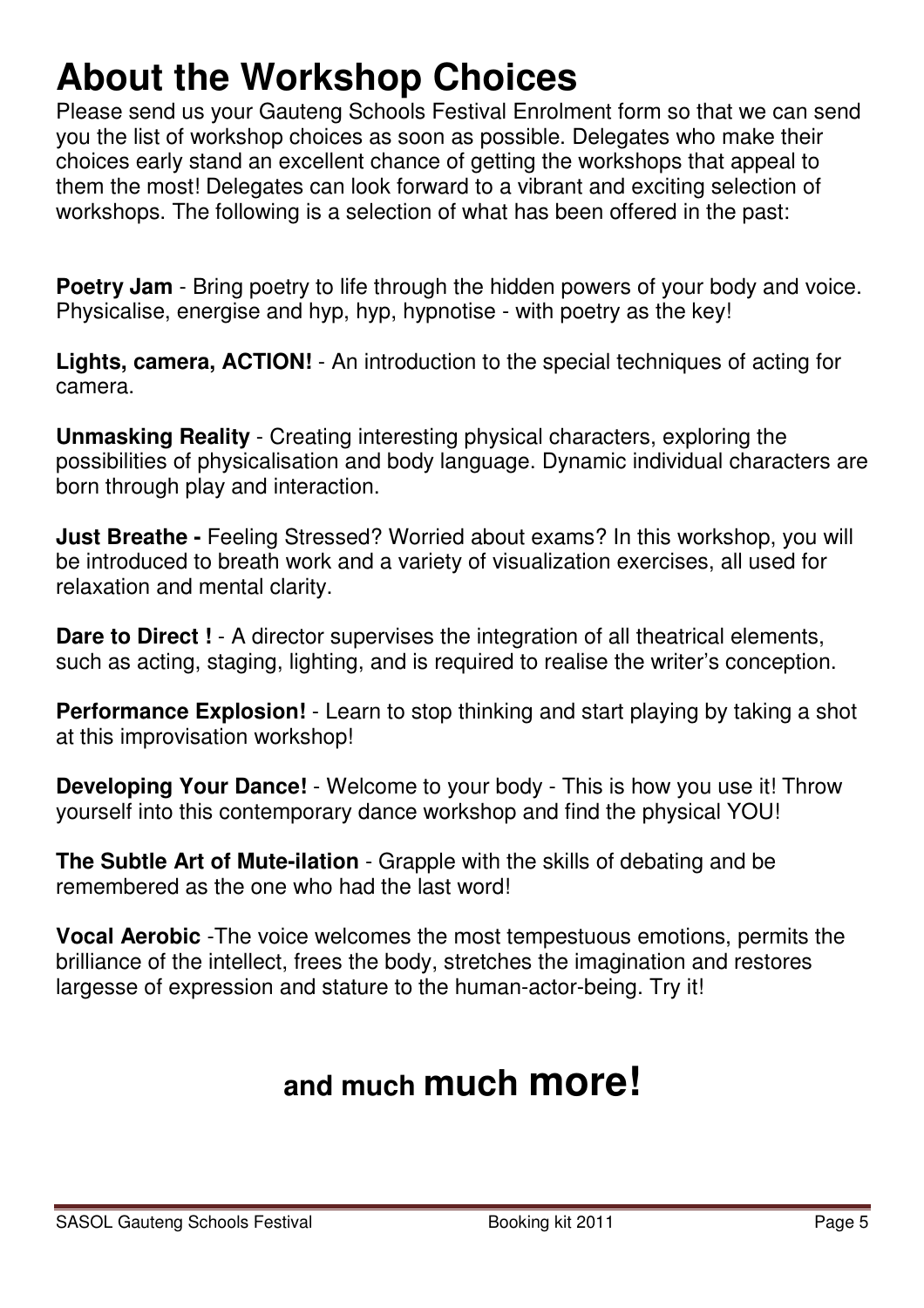# About the Workshop Choices

Please send us your Gauteng Schools Festival Enrolment form so that we can send you the list of workshop choices as soon as possible. Delegates who make their choices early stand an excellent chance of getting the workshops that appeal to them the most! Delegates can look forward to a vibrant and exciting selection of workshops. The following is a selection of what has been offered in the past:

**Poetry Jam** - Bring poetry to life through the hidden powers of your body and voice. Physicalise, energise and hyp, hyp, hypnotise - with poetry as the key!

**Lights, camera, ACTION!** - An introduction to the special techniques of acting for camera.

**Unmasking Reality** - Creating interesting physical characters, exploring the possibilities of physicalisation and body language. Dynamic individual characters are born through play and interaction.

**Just Breathe -** Feeling Stressed? Worried about exams? In this workshop, you will be introduced to breath work and a variety of visualization exercises, all used for relaxation and mental clarity.

**Dare to Direct !** - A director supervises the integration of all theatrical elements, such as acting, staging, lighting, and is required to realise the writer's conception.

**Performance Explosion!** - Learn to stop thinking and start playing by taking a shot at this improvisation workshop!

**Developing Your Dance!** - Welcome to your body - This is how you use it! Throw yourself into this contemporary dance workshop and find the physical YOU!

**The Subtle Art of Mute-ilation** - Grapple with the skills of debating and be remembered as the one who had the last word!

**Vocal Aerobic** -The voice welcomes the most tempestuous emotions, permits the brilliance of the intellect, frees the body, stretches the imagination and restores largesse of expression and stature to the human-actor-being. Try it!

## and much much more!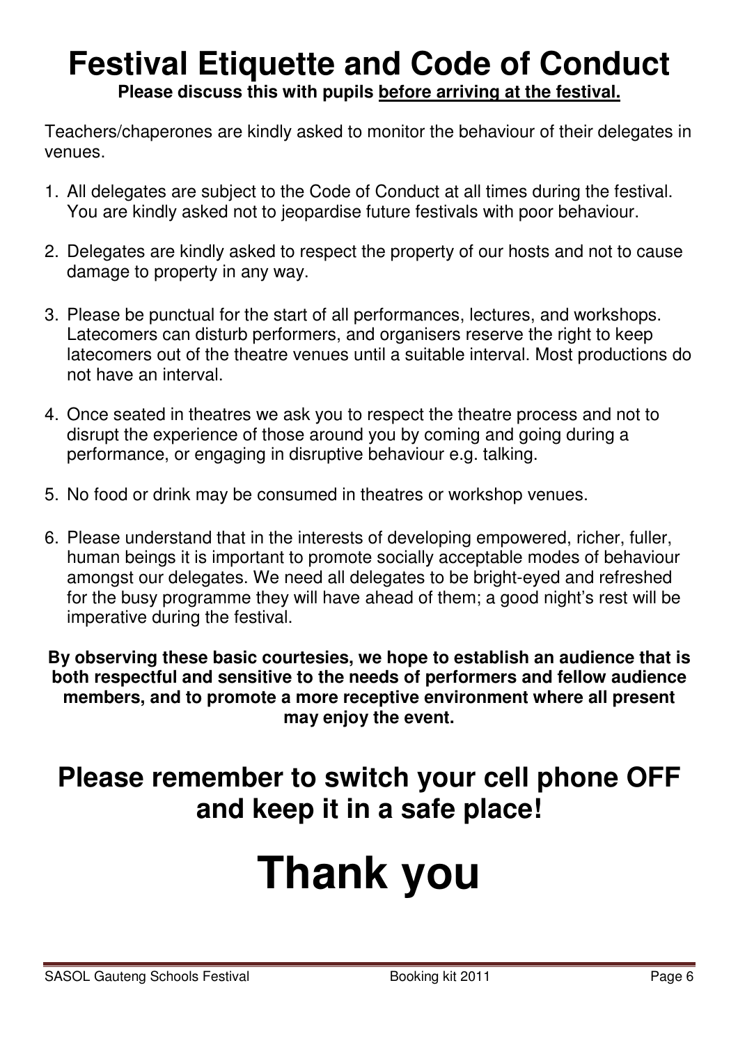# Festival Etiquette and Code of Conduct

**Please discuss this with pupils before arriving at the festival.**

Teachers/chaperones are kindly asked to monitor the behaviour of their delegates in venues.

1. All delegates are subject to the Code of Conduct at all times during the festival. You are kindly asked not to jeopardise future festivals with poor behaviour.

2. Delegates are kindly asked to respect the property of our hosts and not to cause damage to property in any way.

3. Please be punctual for the start of all performances, lectures, and workshops. Latecomers can disturb performers, and organisers reserve the right to keep latecomers out of the theatre venues until a suitable interval. Most productions do not have an interval.

4. Once seated in theatres we ask you to respect the theatre process and not to disrupt the experience of those around you by coming and going during a performance, or engaging in disruptive behaviour e.g. talking.

5. No food or drink may be consumed in theatres or workshop venues.

6. Please understand that in the interests of developing empowered, richer, fuller, human beings it is important to promote socially acceptable modes of behaviour amongst our delegates. We need all delegates to be bright-eyed and refreshed for the busy programme they will have ahead of them; a good night's rest will be imperative during the festival.

**By observing these basic courtesies, we hope to establish an audience that is both respectful and sensitive to the needs of performers and fellow audience members, and to promote a more receptive environment where all present may enjoy the event.**

## Please remember to switch your cell phone OFF and keep it in a safe place!

# Thank you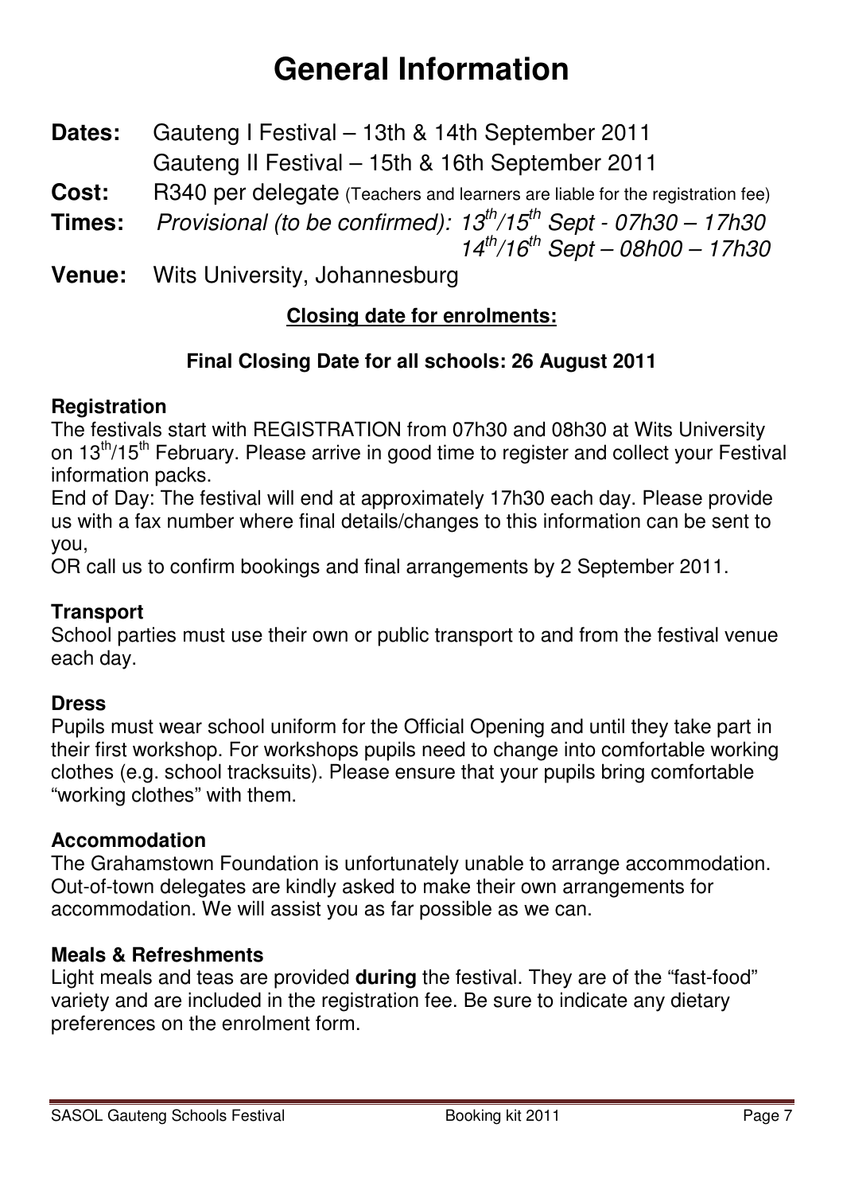# General Information

**Dates:** Gauteng I Festival – 13th & 14th September 2011
Gauteng II Festival – 15th & 16th September 2011

**Cost:** R340 per delegate (Teachers and learners are liable for the registration fee)

**Times:** *Provisional (to be confirmed): 13th/15th Sept - 07h30 – 17h30*
*14th/16th Sept – 08h00 – 17h30*

**Venue:** Wits University, Johannesburg

**Closing date for enrolments:**

**Final Closing Date for all schools: 26 August 2011**

### Registration

The festivals start with REGISTRATION from 07h30 and 08h30 at Wits University on 13th/15th February. Please arrive in good time to register and collect your Festival information packs.

End of Day: The festival will end at approximately 17h30 each day. Please provide us with a fax number where final details/changes to this information can be sent to you,

OR call us to confirm bookings and final arrangements by 2 September 2011.

### Transport

School parties must use their own or public transport to and from the festival venue each day.

### Dress

Pupils must wear school uniform for the Official Opening and until they take part in their first workshop. For workshops pupils need to change into comfortable working clothes (e.g. school tracksuits). Please ensure that your pupils bring comfortable "working clothes" with them.

### Accommodation

The Grahamstown Foundation is unfortunately unable to arrange accommodation. Out-of-town delegates are kindly asked to make their own arrangements for accommodation. We will assist you as far possible as we can.

### Meals & Refreshments

Light meals and teas are provided **during** the festival. They are of the "fast-food" variety and are included in the registration fee. Be sure to indicate any dietary preferences on the enrolment form.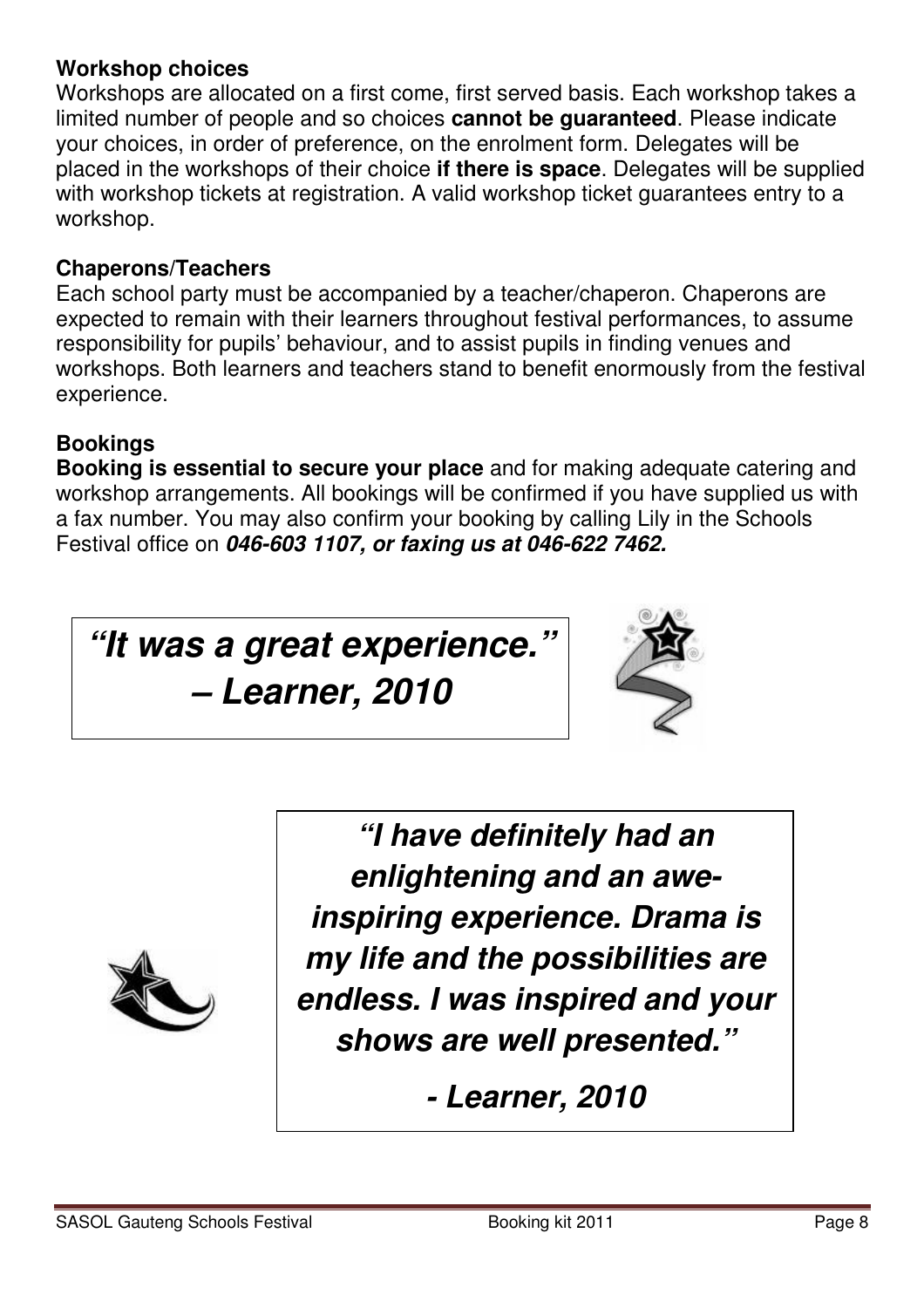**Workshop choices**

Workshops are allocated on a first come, first served basis. Each workshop takes a limited number of people and so choices **cannot be guaranteed**. Please indicate your choices, in order of preference, on the enrolment form. Delegates will be placed in the workshops of their choice **if there is space**. Delegates will be supplied with workshop tickets at registration. A valid workshop ticket guarantees entry to a workshop.

**Chaperons/Teachers**

Each school party must be accompanied by a teacher/chaperon. Chaperons are expected to remain with their learners throughout festival performances, to assume responsibility for pupils' behaviour, and to assist pupils in finding venues and workshops. Both learners and teachers stand to benefit enormously from the festival experience.

**Bookings**

**Booking is essential to secure your place** and for making adequate catering and workshop arrangements. All bookings will be confirmed if you have supplied us with a fax number. You may also confirm your booking by calling Lily in the Schools Festival office on ***046-603 1107, or faxing us at 046-622 7462.***

***"It was a great experience." – Learner, 2010***

***"I have definitely had an enlightening and an awe-inspiring experience. Drama is my life and the possibilities are endless. I was inspired and your shows are well presented."***

***- Learner, 2010***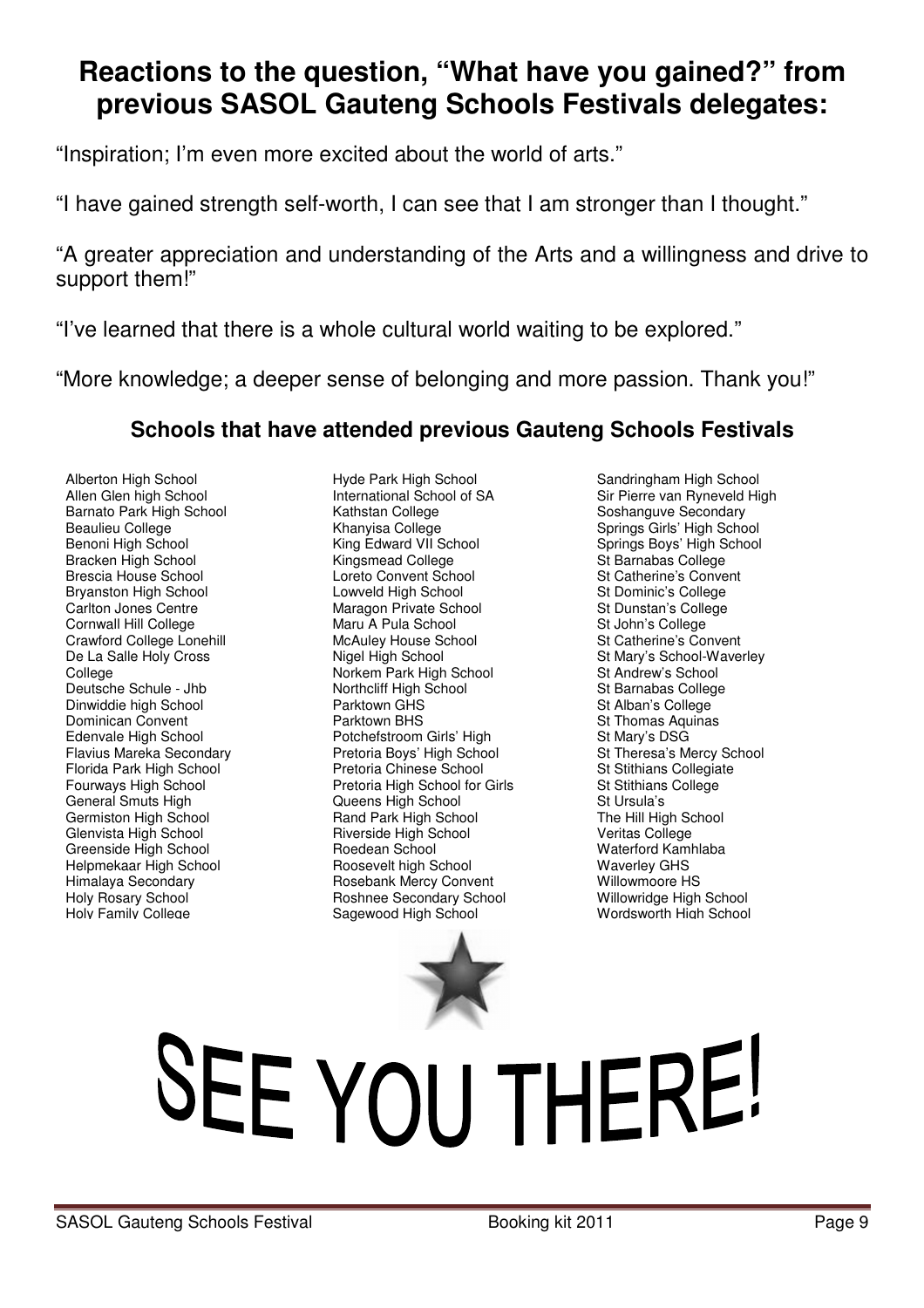# Reactions to the question, "What have you gained?" from previous SASOL Gauteng Schools Festivals delegates:

"Inspiration; I'm even more excited about the world of arts."

"I have gained strength self-worth, I can see that I am stronger than I thought."

"A greater appreciation and understanding of the Arts and a willingness and drive to support them!"

"I've learned that there is a whole cultural world waiting to be explored."

"More knowledge; a deeper sense of belonging and more passion. Thank you!"

## Schools that have attended previous Gauteng Schools Festivals

Alberton High School
Allen Glen high School
Barnato Park High School
Beaulieu College
Benoni High School
Bracken High School
Brescia House School
Bryanston High School
Carlton Jones Centre
Cornwall Hill College
Crawford College Lonehill
De La Salle Holy Cross College
Deutsche Schule - Jhb
Dinwiddie high School
Dominican Convent
Edenvale High School
Flavius Mareka Secondary
Florida Park High School
Fourways High School
General Smuts High
Germiston High School
Glenvista High School
Greenside High School
Helpmekaar High School
Himalaya Secondary
Holy Rosary School
Holy Family College

Hyde Park High School
International School of SA
Kathstan College
Khanyisa College
King Edward VII School
Kingsmead College
Loreto Convent School
Lowveld High School
Maragon Private School
Maru A Pula School
McAuley House School
Nigel High School
Norkem Park High School
Northcliff High School
Parktown GHS
Parktown BHS
Potchefstroom Girls' High
Pretoria Boys' High School
Pretoria Chinese School
Pretoria High School for Girls
Queens High School
Rand Park High School
Riverside High School
Roedean School
Roosevelt high School
Rosebank Mercy Convent
Roshnee Secondary School
Sagewood High School

Sandringham High School
Sir Pierre van Ryneveld High
Soshanguve Secondary
Springs Girls' High School
Springs Boys' High School
St Barnabas College
St Catherine's Convent
St Dominic's College
St Dunstan's College
St John's College
St Catherine's Convent
St Mary's School-Waverley
St Andrew's School
St Barnabas College
St Alban's College
St Thomas Aquinas
St Mary's DSG
St Theresa's Mercy School
St Stithians Collegiate
St Stithians College
St Ursula's
The Hill High School
Veritas College
Waterford Kamhlaba
Waverley GHS
Willowmoore HS
Willowridge High School
Wordsworth High School

# SEE YOU THERE!